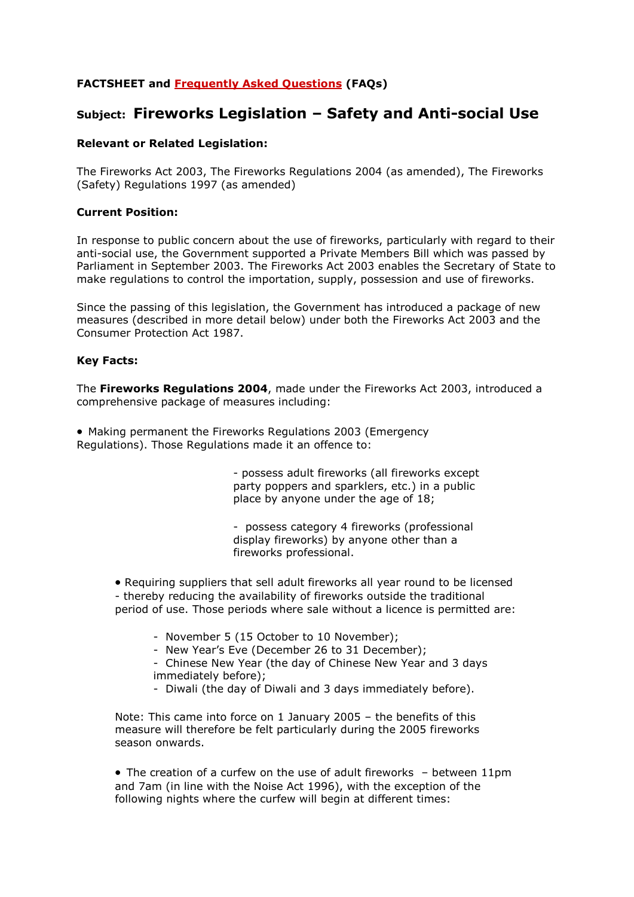**FACTSHEET and Frequently Asked Questions (FAQs)**

## Subject: Fireworks Legislation – Safety and Anti-social Use

**Relevant or Related Legislation:**

The Fireworks Act 2003, The Fireworks Regulations 2004 (as amended), The Fireworks (Safety) Regulations 1997 (as amended)

**Current Position:**

In response to public concern about the use of fireworks, particularly with regard to their anti-social use, the Government supported a Private Members Bill which was passed by Parliament in September 2003. The Fireworks Act 2003 enables the Secretary of State to make regulations to control the importation, supply, possession and use of fireworks.

Since the passing of this legislation, the Government has introduced a package of new measures (described in more detail below) under both the Fireworks Act 2003 and the Consumer Protection Act 1987.

**Key Facts:**

The **Fireworks Regulations 2004**, made under the Fireworks Act 2003, introduced a comprehensive package of measures including:

- Making permanent the Fireworks Regulations 2003 (Emergency Regulations). Those Regulations made it an offence to:
  - possess adult fireworks (all fireworks except party poppers and sparklers, etc.) in a public place by anyone under the age of 18;
  - possess category 4 fireworks (professional display fireworks) by anyone other than a fireworks professional.

- Requiring suppliers that sell adult fireworks all year round to be licensed - thereby reducing the availability of fireworks outside the traditional period of use. Those periods where sale without a licence is permitted are:
  - November 5 (15 October to 10 November);
  - New Year's Eve (December 26 to 31 December);
  - Chinese New Year (the day of Chinese New Year and 3 days immediately before);
  - Diwali (the day of Diwali and 3 days immediately before).

  Note: This came into force on 1 January 2005 – the benefits of this measure will therefore be felt particularly during the 2005 fireworks season onwards.

- The creation of a curfew on the use of adult fireworks – between 11pm and 7am (in line with the Noise Act 1996), with the exception of the following nights where the curfew will begin at different times: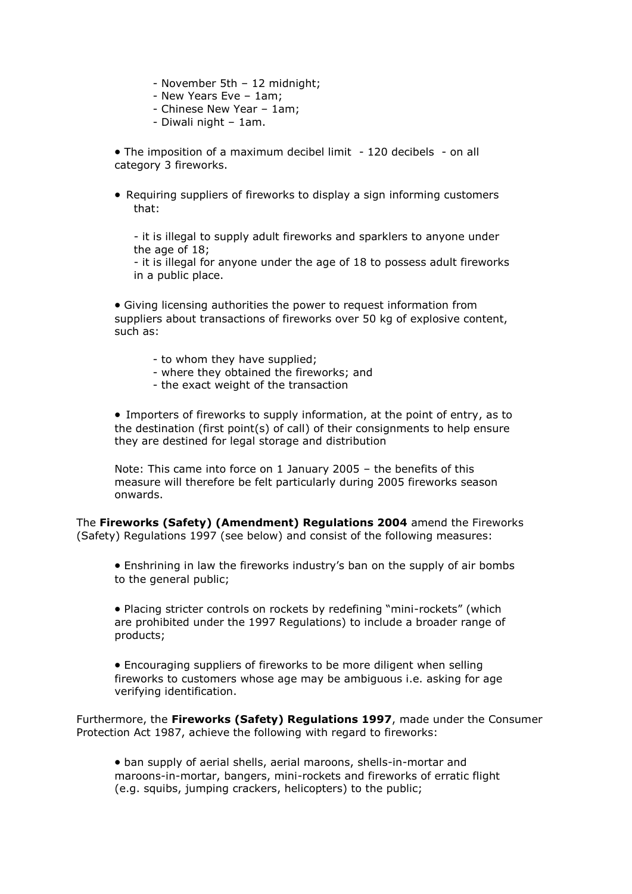- November 5th – 12 midnight;
- New Years Eve – 1am;
- Chinese New Year – 1am;
- Diwali night – 1am.

• The imposition of a maximum decibel limit - 120 decibels - on all category 3 fireworks.

• Requiring suppliers of fireworks to display a sign informing customers that:

- it is illegal to supply adult fireworks and sparklers to anyone under the age of 18;
- it is illegal for anyone under the age of 18 to possess adult fireworks in a public place.

• Giving licensing authorities the power to request information from suppliers about transactions of fireworks over 50 kg of explosive content, such as:

- to whom they have supplied;
- where they obtained the fireworks; and
- the exact weight of the transaction

• Importers of fireworks to supply information, at the point of entry, as to the destination (first point(s) of call) of their consignments to help ensure they are destined for legal storage and distribution

Note: This came into force on 1 January 2005 – the benefits of this measure will therefore be felt particularly during 2005 fireworks season onwards.

The **Fireworks (Safety) (Amendment) Regulations 2004** amend the Fireworks (Safety) Regulations 1997 (see below) and consist of the following measures:

• Enshrining in law the fireworks industry's ban on the supply of air bombs to the general public;

• Placing stricter controls on rockets by redefining "mini-rockets" (which are prohibited under the 1997 Regulations) to include a broader range of products;

• Encouraging suppliers of fireworks to be more diligent when selling fireworks to customers whose age may be ambiguous i.e. asking for age verifying identification.

Furthermore, the **Fireworks (Safety) Regulations 1997**, made under the Consumer Protection Act 1987, achieve the following with regard to fireworks:

• ban supply of aerial shells, aerial maroons, shells-in-mortar and maroons-in-mortar, bangers, mini-rockets and fireworks of erratic flight (e.g. squibs, jumping crackers, helicopters) to the public;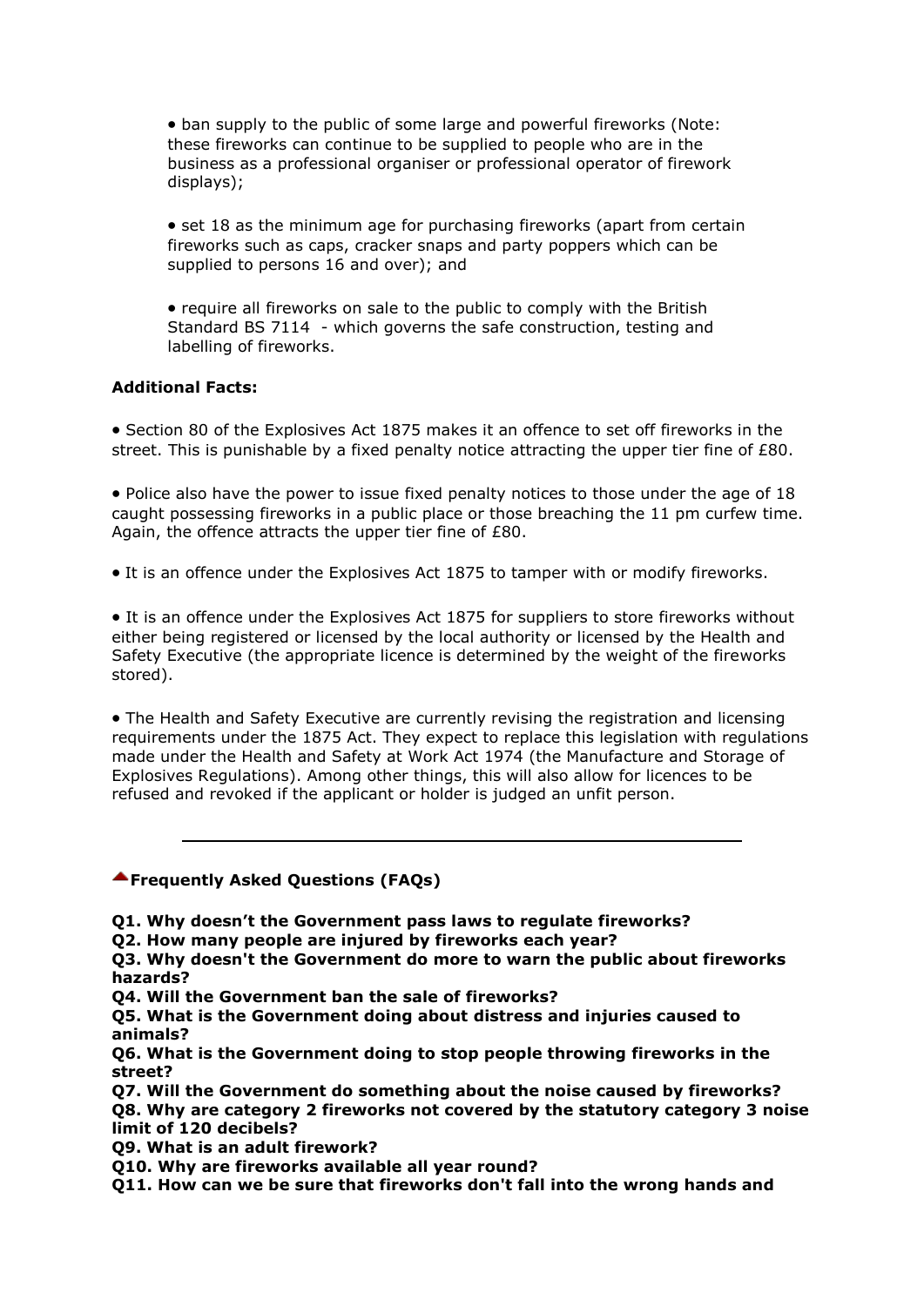- ban supply to the public of some large and powerful fireworks (Note: these fireworks can continue to be supplied to people who are in the business as a professional organiser or professional operator of firework displays);

- set 18 as the minimum age for purchasing fireworks (apart from certain fireworks such as caps, cracker snaps and party poppers which can be supplied to persons 16 and over); and

- require all fireworks on sale to the public to comply with the British Standard BS 7114 - which governs the safe construction, testing and labelling of fireworks.

**Additional Facts:**

- Section 80 of the Explosives Act 1875 makes it an offence to set off fireworks in the street. This is punishable by a fixed penalty notice attracting the upper tier fine of £80.

- Police also have the power to issue fixed penalty notices to those under the age of 18 caught possessing fireworks in a public place or those breaching the 11 pm curfew time. Again, the offence attracts the upper tier fine of £80.

- It is an offence under the Explosives Act 1875 to tamper with or modify fireworks.

- It is an offence under the Explosives Act 1875 for suppliers to store fireworks without either being registered or licensed by the local authority or licensed by the Health and Safety Executive (the appropriate licence is determined by the weight of the fireworks stored).

- The Health and Safety Executive are currently revising the registration and licensing requirements under the 1875 Act. They expect to replace this legislation with regulations made under the Health and Safety at Work Act 1974 (the Manufacture and Storage of Explosives Regulations). Among other things, this will also allow for licences to be refused and revoked if the applicant or holder is judged an unfit person.

---

## Frequently Asked Questions (FAQs)

**Q1. Why doesn't the Government pass laws to regulate fireworks?**
**Q2. How many people are injured by fireworks each year?**
**Q3. Why doesn't the Government do more to warn the public about fireworks hazards?**
**Q4. Will the Government ban the sale of fireworks?**
**Q5. What is the Government doing about distress and injuries caused to animals?**
**Q6. What is the Government doing to stop people throwing fireworks in the street?**
**Q7. Will the Government do something about the noise caused by fireworks?**
**Q8. Why are category 2 fireworks not covered by the statutory category 3 noise limit of 120 decibels?**
**Q9. What is an adult firework?**
**Q10. Why are fireworks available all year round?**
**Q11. How can we be sure that fireworks don't fall into the wrong hands and**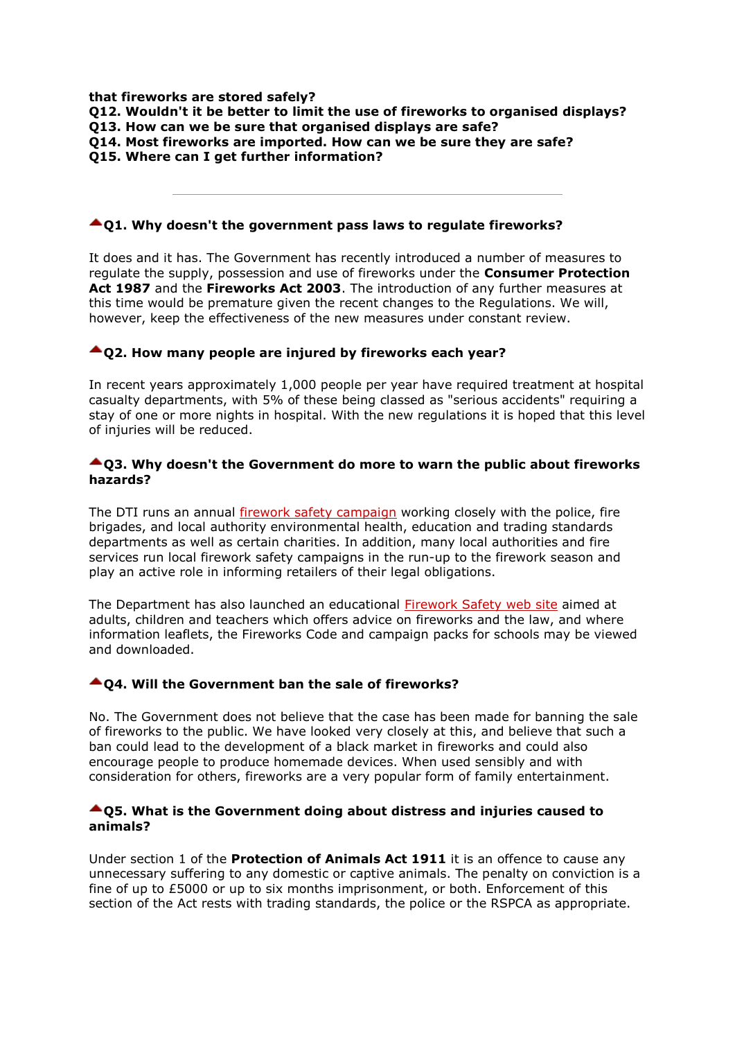**that fireworks are stored safely?**
**Q12. Wouldn't it be better to limit the use of fireworks to organised displays?**
**Q13. How can we be sure that organised displays are safe?**
**Q14. Most fireworks are imported. How can we be sure they are safe?**
**Q15. Where can I get further information?**

---

### Q1. Why doesn't the government pass laws to regulate fireworks?

It does and it has. The Government has recently introduced a number of measures to regulate the supply, possession and use of fireworks under the **Consumer Protection Act 1987** and the **Fireworks Act 2003**. The introduction of any further measures at this time would be premature given the recent changes to the Regulations. We will, however, keep the effectiveness of the new measures under constant review.

### Q2. How many people are injured by fireworks each year?

In recent years approximately 1,000 people per year have required treatment at hospital casualty departments, with 5% of these being classed as "serious accidents" requiring a stay of one or more nights in hospital. With the new regulations it is hoped that this level of injuries will be reduced.

### Q3. Why doesn't the Government do more to warn the public about fireworks hazards?

The DTI runs an annual firework safety campaign working closely with the police, fire brigades, and local authority environmental health, education and trading standards departments as well as certain charities. In addition, many local authorities and fire services run local firework safety campaigns in the run-up to the firework season and play an active role in informing retailers of their legal obligations.

The Department has also launched an educational Firework Safety web site aimed at adults, children and teachers which offers advice on fireworks and the law, and where information leaflets, the Fireworks Code and campaign packs for schools may be viewed and downloaded.

### Q4. Will the Government ban the sale of fireworks?

No. The Government does not believe that the case has been made for banning the sale of fireworks to the public. We have looked very closely at this, and believe that such a ban could lead to the development of a black market in fireworks and could also encourage people to produce homemade devices. When used sensibly and with consideration for others, fireworks are a very popular form of family entertainment.

### Q5. What is the Government doing about distress and injuries caused to animals?

Under section 1 of the **Protection of Animals Act 1911** it is an offence to cause any unnecessary suffering to any domestic or captive animals. The penalty on conviction is a fine of up to £5000 or up to six months imprisonment, or both. Enforcement of this section of the Act rests with trading standards, the police or the RSPCA as appropriate.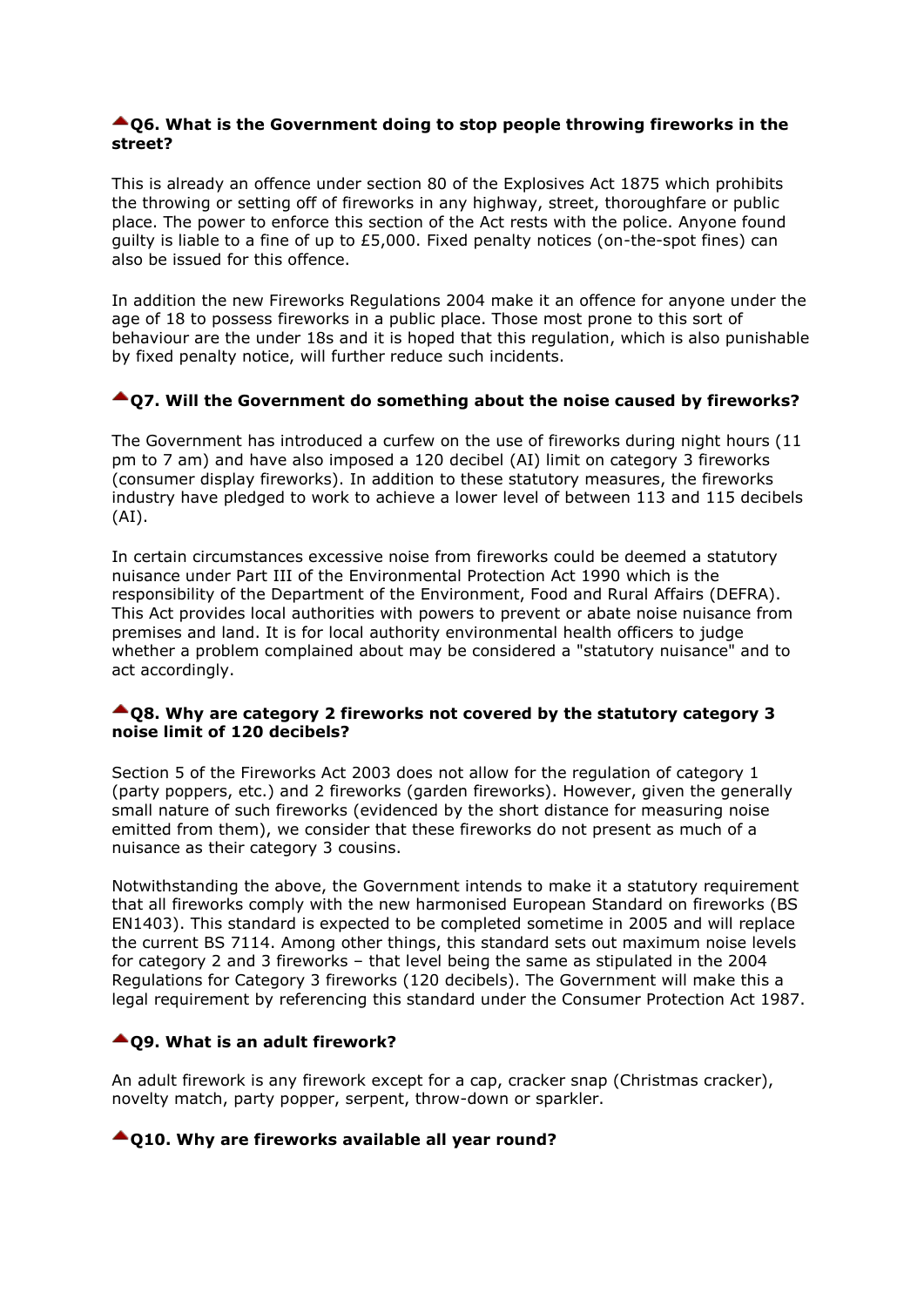### Q6. What is the Government doing to stop people throwing fireworks in the street?

This is already an offence under section 80 of the Explosives Act 1875 which prohibits the throwing or setting off of fireworks in any highway, street, thoroughfare or public place. The power to enforce this section of the Act rests with the police. Anyone found guilty is liable to a fine of up to £5,000. Fixed penalty notices (on-the-spot fines) can also be issued for this offence.

In addition the new Fireworks Regulations 2004 make it an offence for anyone under the age of 18 to possess fireworks in a public place. Those most prone to this sort of behaviour are the under 18s and it is hoped that this regulation, which is also punishable by fixed penalty notice, will further reduce such incidents.

### Q7. Will the Government do something about the noise caused by fireworks?

The Government has introduced a curfew on the use of fireworks during night hours (11 pm to 7 am) and have also imposed a 120 decibel (AI) limit on category 3 fireworks (consumer display fireworks). In addition to these statutory measures, the fireworks industry have pledged to work to achieve a lower level of between 113 and 115 decibels (AI).

In certain circumstances excessive noise from fireworks could be deemed a statutory nuisance under Part III of the Environmental Protection Act 1990 which is the responsibility of the Department of the Environment, Food and Rural Affairs (DEFRA). This Act provides local authorities with powers to prevent or abate noise nuisance from premises and land. It is for local authority environmental health officers to judge whether a problem complained about may be considered a "statutory nuisance" and to act accordingly.

### Q8. Why are category 2 fireworks not covered by the statutory category 3 noise limit of 120 decibels?

Section 5 of the Fireworks Act 2003 does not allow for the regulation of category 1 (party poppers, etc.) and 2 fireworks (garden fireworks). However, given the generally small nature of such fireworks (evidenced by the short distance for measuring noise emitted from them), we consider that these fireworks do not present as much of a nuisance as their category 3 cousins.

Notwithstanding the above, the Government intends to make it a statutory requirement that all fireworks comply with the new harmonised European Standard on fireworks (BS EN1403). This standard is expected to be completed sometime in 2005 and will replace the current BS 7114. Among other things, this standard sets out maximum noise levels for category 2 and 3 fireworks – that level being the same as stipulated in the 2004 Regulations for Category 3 fireworks (120 decibels). The Government will make this a legal requirement by referencing this standard under the Consumer Protection Act 1987.

### Q9. What is an adult firework?

An adult firework is any firework except for a cap, cracker snap (Christmas cracker), novelty match, party popper, serpent, throw-down or sparkler.

### Q10. Why are fireworks available all year round?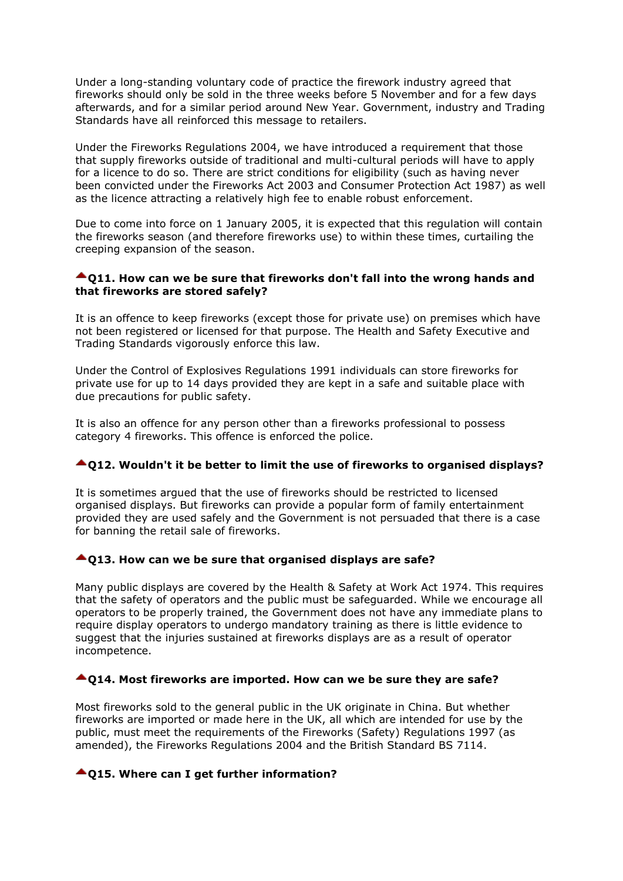Under a long-standing voluntary code of practice the firework industry agreed that fireworks should only be sold in the three weeks before 5 November and for a few days afterwards, and for a similar period around New Year. Government, industry and Trading Standards have all reinforced this message to retailers.

Under the Fireworks Regulations 2004, we have introduced a requirement that those that supply fireworks outside of traditional and multi-cultural periods will have to apply for a licence to do so. There are strict conditions for eligibility (such as having never been convicted under the Fireworks Act 2003 and Consumer Protection Act 1987) as well as the licence attracting a relatively high fee to enable robust enforcement.

Due to come into force on 1 January 2005, it is expected that this regulation will contain the fireworks season (and therefore fireworks use) to within these times, curtailing the creeping expansion of the season.

### Q11. How can we be sure that fireworks don't fall into the wrong hands and that fireworks are stored safely?

It is an offence to keep fireworks (except those for private use) on premises which have not been registered or licensed for that purpose. The Health and Safety Executive and Trading Standards vigorously enforce this law.

Under the Control of Explosives Regulations 1991 individuals can store fireworks for private use for up to 14 days provided they are kept in a safe and suitable place with due precautions for public safety.

It is also an offence for any person other than a fireworks professional to possess category 4 fireworks. This offence is enforced the police.

### Q12. Wouldn't it be better to limit the use of fireworks to organised displays?

It is sometimes argued that the use of fireworks should be restricted to licensed organised displays. But fireworks can provide a popular form of family entertainment provided they are used safely and the Government is not persuaded that there is a case for banning the retail sale of fireworks.

### Q13. How can we be sure that organised displays are safe?

Many public displays are covered by the Health & Safety at Work Act 1974. This requires that the safety of operators and the public must be safeguarded. While we encourage all operators to be properly trained, the Government does not have any immediate plans to require display operators to undergo mandatory training as there is little evidence to suggest that the injuries sustained at fireworks displays are as a result of operator incompetence.

### Q14. Most fireworks are imported. How can we be sure they are safe?

Most fireworks sold to the general public in the UK originate in China. But whether fireworks are imported or made here in the UK, all which are intended for use by the public, must meet the requirements of the Fireworks (Safety) Regulations 1997 (as amended), the Fireworks Regulations 2004 and the British Standard BS 7114.

### Q15. Where can I get further information?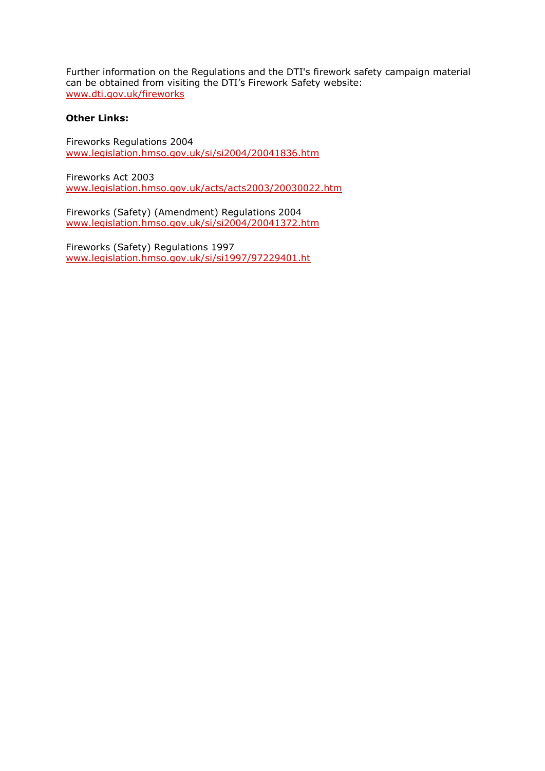Further information on the Regulations and the DTI's firework safety campaign material can be obtained from visiting the DTI's Firework Safety website:
www.dti.gov.uk/fireworks

**Other Links:**

Fireworks Regulations 2004
www.legislation.hmso.gov.uk/si/si2004/20041836.htm

Fireworks Act 2003
www.legislation.hmso.gov.uk/acts/acts2003/20030022.htm

Fireworks (Safety) (Amendment) Regulations 2004
www.legislation.hmso.gov.uk/si/si2004/20041372.htm

Fireworks (Safety) Regulations 1997
www.legislation.hmso.gov.uk/si/si1997/97229401.ht